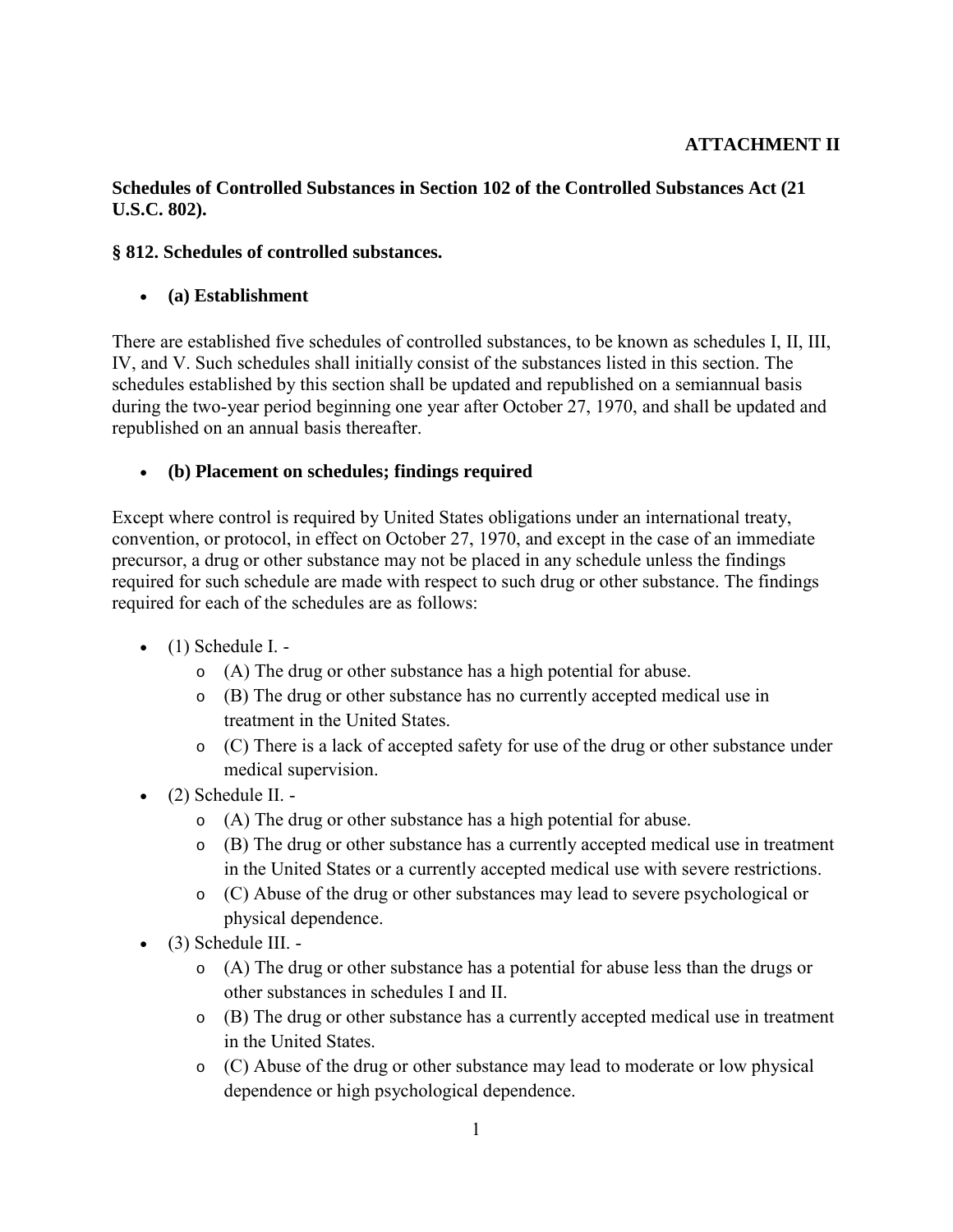**ATTACHMENT II**

**Schedules of Controlled Substances in Section 102 of the Controlled Substances Act (21 U.S.C. 802).**

**§ 812. Schedules of controlled substances.**

- **(a) Establishment**

There are established five schedules of controlled substances, to be known as schedules I, II, III, IV, and V. Such schedules shall initially consist of the substances listed in this section. The schedules established by this section shall be updated and republished on a semiannual basis during the two-year period beginning one year after October 27, 1970, and shall be updated and republished on an annual basis thereafter.

- **(b) Placement on schedules; findings required**

Except where control is required by United States obligations under an international treaty, convention, or protocol, in effect on October 27, 1970, and except in the case of an immediate precursor, a drug or other substance may not be placed in any schedule unless the findings required for such schedule are made with respect to such drug or other substance. The findings required for each of the schedules are as follows:

- (1) Schedule I. -
  - (A) The drug or other substance has a high potential for abuse.
  - (B) The drug or other substance has no currently accepted medical use in treatment in the United States.
  - (C) There is a lack of accepted safety for use of the drug or other substance under medical supervision.
- (2) Schedule II. -
  - (A) The drug or other substance has a high potential for abuse.
  - (B) The drug or other substance has a currently accepted medical use in treatment in the United States or a currently accepted medical use with severe restrictions.
  - (C) Abuse of the drug or other substances may lead to severe psychological or physical dependence.
- (3) Schedule III. -
  - (A) The drug or other substance has a potential for abuse less than the drugs or other substances in schedules I and II.
  - (B) The drug or other substance has a currently accepted medical use in treatment in the United States.
  - (C) Abuse of the drug or other substance may lead to moderate or low physical dependence or high psychological dependence.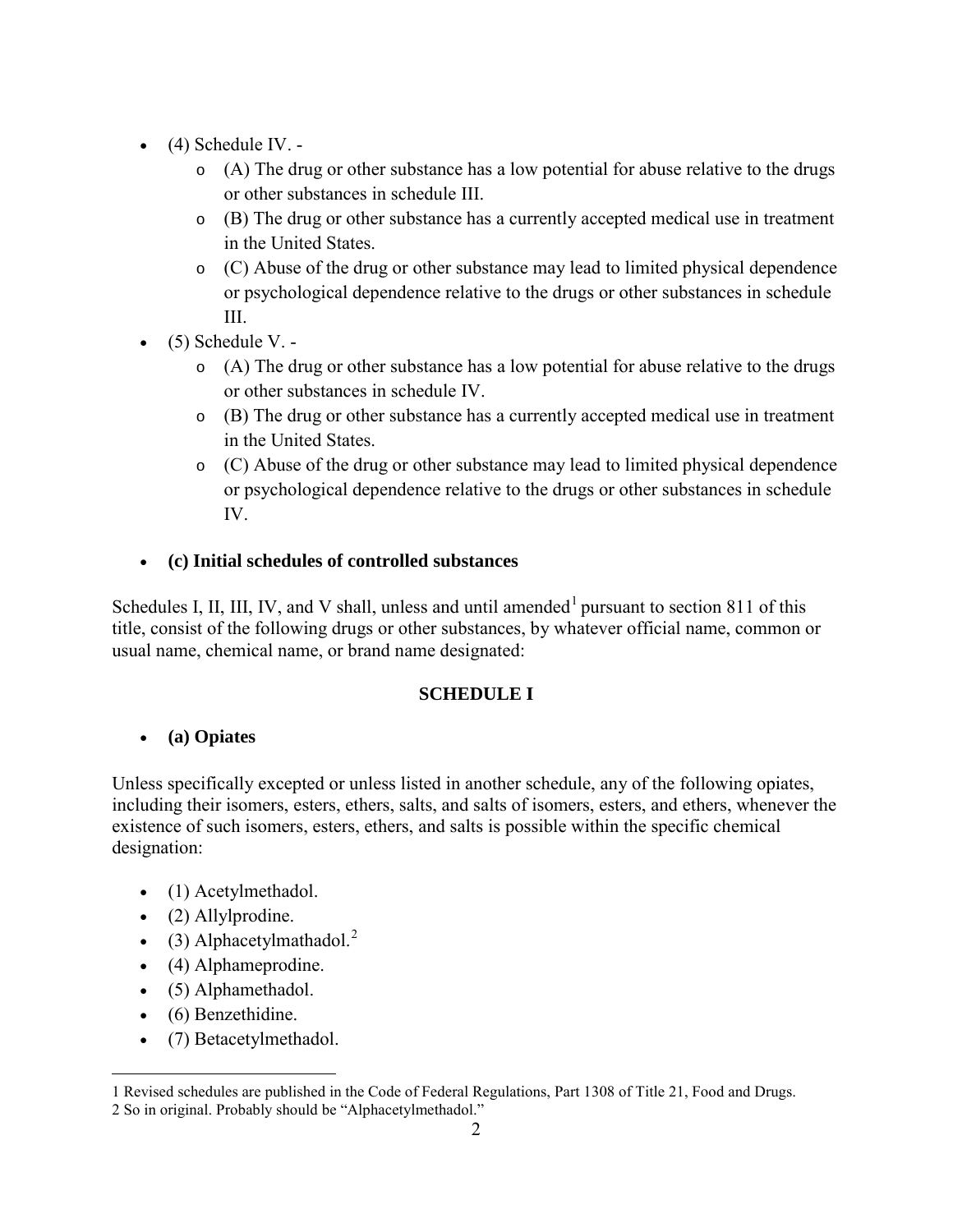- (4) Schedule IV. -
  - (A) The drug or other substance has a low potential for abuse relative to the drugs or other substances in schedule III.
  - (B) The drug or other substance has a currently accepted medical use in treatment in the United States.
  - (C) Abuse of the drug or other substance may lead to limited physical dependence or psychological dependence relative to the drugs or other substances in schedule III.
- (5) Schedule V. -
  - (A) The drug or other substance has a low potential for abuse relative to the drugs or other substances in schedule IV.
  - (B) The drug or other substance has a currently accepted medical use in treatment in the United States.
  - (C) Abuse of the drug or other substance may lead to limited physical dependence or psychological dependence relative to the drugs or other substances in schedule IV.

- **(c) Initial schedules of controlled substances**

Schedules I, II, III, IV, and V shall, unless and until amended[1] pursuant to section 811 of this title, consist of the following drugs or other substances, by whatever official name, common or usual name, chemical name, or brand name designated:

**SCHEDULE I**

- **(a) Opiates**

Unless specifically excepted or unless listed in another schedule, any of the following opiates, including their isomers, esters, ethers, salts, and salts of isomers, esters, and ethers, whenever the existence of such isomers, esters, ethers, and salts is possible within the specific chemical designation:

- (1) Acetylmethadol.
- (2) Allylprodine.
- (3) Alphacetylmathadol.[2]
- (4) Alphameprodine.
- (5) Alphamethadol.
- (6) Benzethidine.
- (7) Betacetylmethadol.

---

1 Revised schedules are published in the Code of Federal Regulations, Part 1308 of Title 21, Food and Drugs.

2 So in original. Probably should be "Alphacetylmethadol."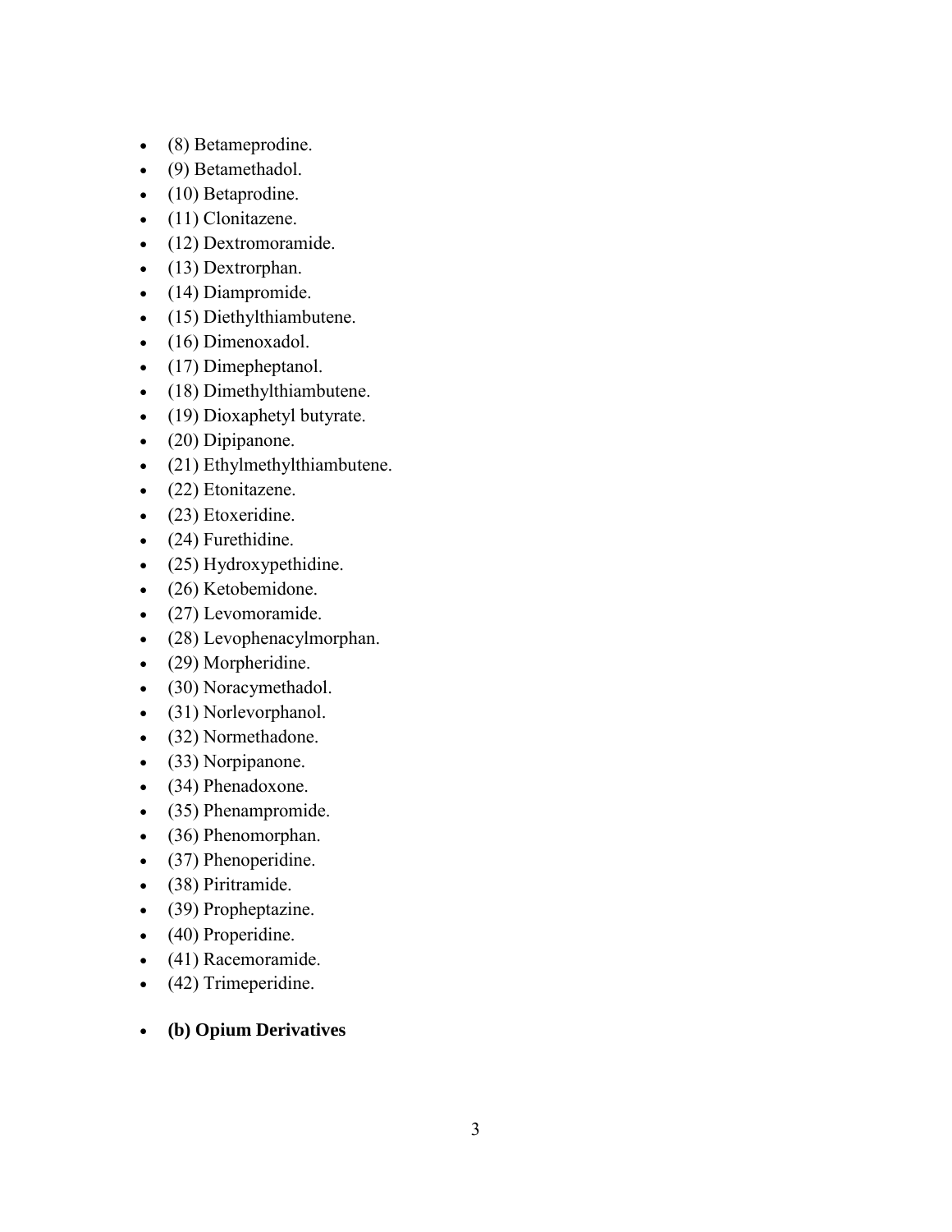- (8) Betameprodine.
- (9) Betamethadol.
- (10) Betaprodine.
- (11) Clonitazene.
- (12) Dextromoramide.
- (13) Dextrorphan.
- (14) Diampromide.
- (15) Diethylthiambutene.
- (16) Dimenoxadol.
- (17) Dimepheptanol.
- (18) Dimethylthiambutene.
- (19) Dioxaphetyl butyrate.
- (20) Dipipanone.
- (21) Ethylmethylthiambutene.
- (22) Etonitazene.
- (23) Etoxeridine.
- (24) Furethidine.
- (25) Hydroxypethidine.
- (26) Ketobemidone.
- (27) Levomoramide.
- (28) Levophenacylmorphan.
- (29) Morpheridine.
- (30) Noracymethadol.
- (31) Norlevorphanol.
- (32) Normethadone.
- (33) Norpipanone.
- (34) Phenadoxone.
- (35) Phenampromide.
- (36) Phenomorphan.
- (37) Phenoperidine.
- (38) Piritramide.
- (39) Propheptazine.
- (40) Properidine.
- (41) Racemoramide.
- (42) Trimeperidine.

- **(b) Opium Derivatives**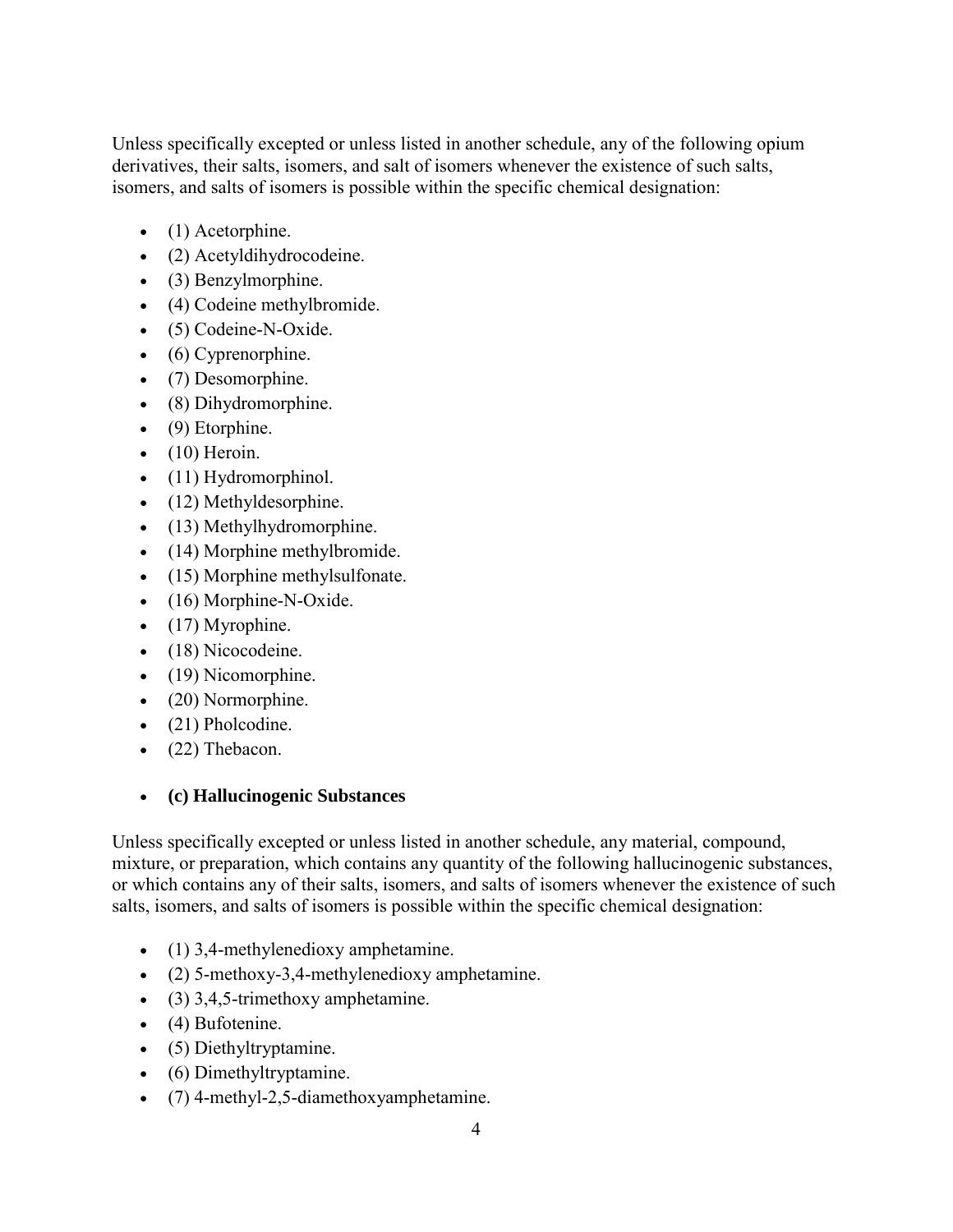Unless specifically excepted or unless listed in another schedule, any of the following opium derivatives, their salts, isomers, and salt of isomers whenever the existence of such salts, isomers, and salts of isomers is possible within the specific chemical designation:

- (1) Acetorphine.
- (2) Acetyldihydrocodeine.
- (3) Benzylmorphine.
- (4) Codeine methylbromide.
- (5) Codeine-N-Oxide.
- (6) Cyprenorphine.
- (7) Desomorphine.
- (8) Dihydromorphine.
- (9) Etorphine.
- (10) Heroin.
- (11) Hydromorphinol.
- (12) Methyldesorphine.
- (13) Methylhydromorphine.
- (14) Morphine methylbromide.
- (15) Morphine methylsulfonate.
- (16) Morphine-N-Oxide.
- (17) Myrophine.
- (18) Nicocodeine.
- (19) Nicomorphine.
- (20) Normorphine.
- (21) Pholcodine.
- (22) Thebacon.

- **(c) Hallucinogenic Substances**

Unless specifically excepted or unless listed in another schedule, any material, compound, mixture, or preparation, which contains any quantity of the following hallucinogenic substances, or which contains any of their salts, isomers, and salts of isomers whenever the existence of such salts, isomers, and salts of isomers is possible within the specific chemical designation:

- (1) 3,4-methylenedioxy amphetamine.
- (2) 5-methoxy-3,4-methylenedioxy amphetamine.
- (3) 3,4,5-trimethoxy amphetamine.
- (4) Bufotenine.
- (5) Diethyltryptamine.
- (6) Dimethyltryptamine.
- (7) 4-methyl-2,5-diamethoxyamphetamine.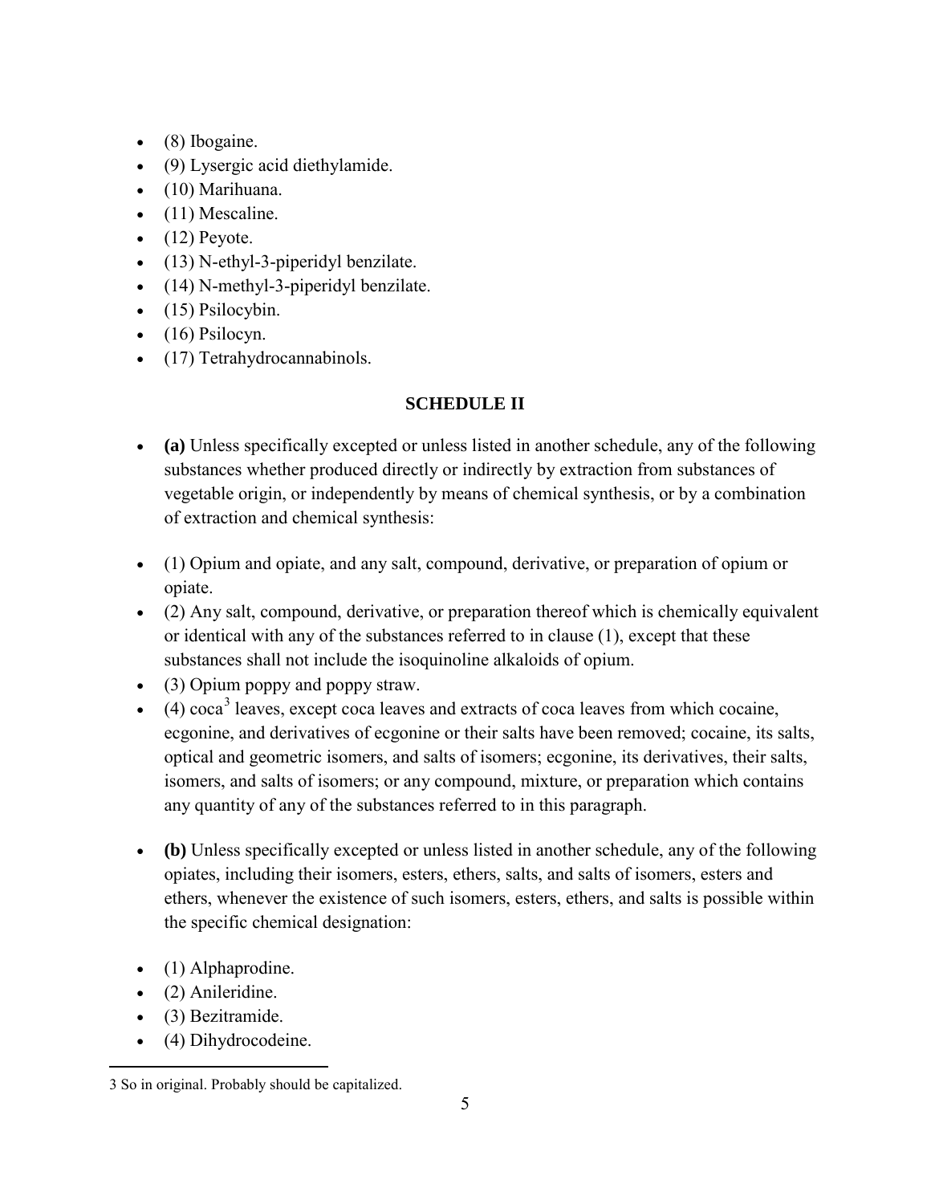- (8) Ibogaine.
- (9) Lysergic acid diethylamide.
- (10) Marihuana.
- (11) Mescaline.
- (12) Peyote.
- (13) N-ethyl-3-piperidyl benzilate.
- (14) N-methyl-3-piperidyl benzilate.
- (15) Psilocybin.
- (16) Psilocyn.
- (17) Tetrahydrocannabinols.

**SCHEDULE II**

- **(a)** Unless specifically excepted or unless listed in another schedule, any of the following substances whether produced directly or indirectly by extraction from substances of vegetable origin, or independently by means of chemical synthesis, or by a combination of extraction and chemical synthesis:

- (1) Opium and opiate, and any salt, compound, derivative, or preparation of opium or opiate.
- (2) Any salt, compound, derivative, or preparation thereof which is chemically equivalent or identical with any of the substances referred to in clause (1), except that these substances shall not include the isoquinoline alkaloids of opium.
- (3) Opium poppy and poppy straw.
- (4) coca[3] leaves, except coca leaves and extracts of coca leaves from which cocaine, ecgonine, and derivatives of ecgonine or their salts have been removed; cocaine, its salts, optical and geometric isomers, and salts of isomers; ecgonine, its derivatives, their salts, isomers, and salts of isomers; or any compound, mixture, or preparation which contains any quantity of any of the substances referred to in this paragraph.

- **(b)** Unless specifically excepted or unless listed in another schedule, any of the following opiates, including their isomers, esters, ethers, salts, and salts of isomers, esters and ethers, whenever the existence of such isomers, esters, ethers, and salts is possible within the specific chemical designation:

- (1) Alphaprodine.
- (2) Anileridine.
- (3) Bezitramide.
- (4) Dihydrocodeine.

---

3 So in original. Probably should be capitalized.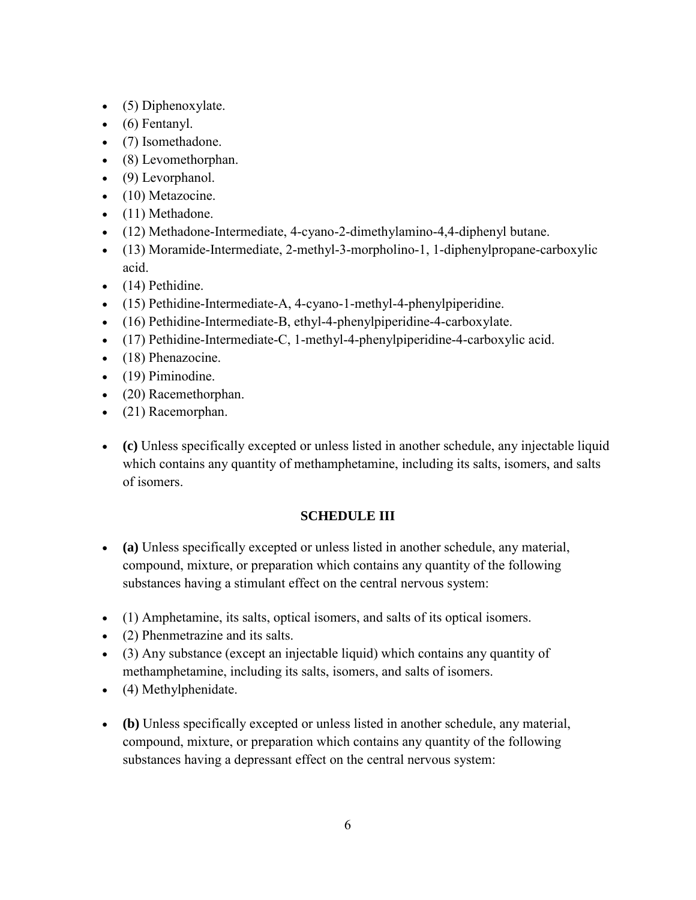- (5) Diphenoxylate.
- (6) Fentanyl.
- (7) Isomethadone.
- (8) Levomethorphan.
- (9) Levorphanol.
- (10) Metazocine.
- (11) Methadone.
- (12) Methadone-Intermediate, 4-cyano-2-dimethylamino-4,4-diphenyl butane.
- (13) Moramide-Intermediate, 2-methyl-3-morpholino-1, 1-diphenylpropane-carboxylic acid.
- (14) Pethidine.
- (15) Pethidine-Intermediate-A, 4-cyano-1-methyl-4-phenylpiperidine.
- (16) Pethidine-Intermediate-B, ethyl-4-phenylpiperidine-4-carboxylate.
- (17) Pethidine-Intermediate-C, 1-methyl-4-phenylpiperidine-4-carboxylic acid.
- (18) Phenazocine.
- (19) Piminodine.
- (20) Racemethorphan.
- (21) Racemorphan.

- **(c)** Unless specifically excepted or unless listed in another schedule, any injectable liquid which contains any quantity of methamphetamine, including its salts, isomers, and salts of isomers.

**SCHEDULE III**

- **(a)** Unless specifically excepted or unless listed in another schedule, any material, compound, mixture, or preparation which contains any quantity of the following substances having a stimulant effect on the central nervous system:

- (1) Amphetamine, its salts, optical isomers, and salts of its optical isomers.
- (2) Phenmetrazine and its salts.
- (3) Any substance (except an injectable liquid) which contains any quantity of methamphetamine, including its salts, isomers, and salts of isomers.
- (4) Methylphenidate.

- **(b)** Unless specifically excepted or unless listed in another schedule, any material, compound, mixture, or preparation which contains any quantity of the following substances having a depressant effect on the central nervous system: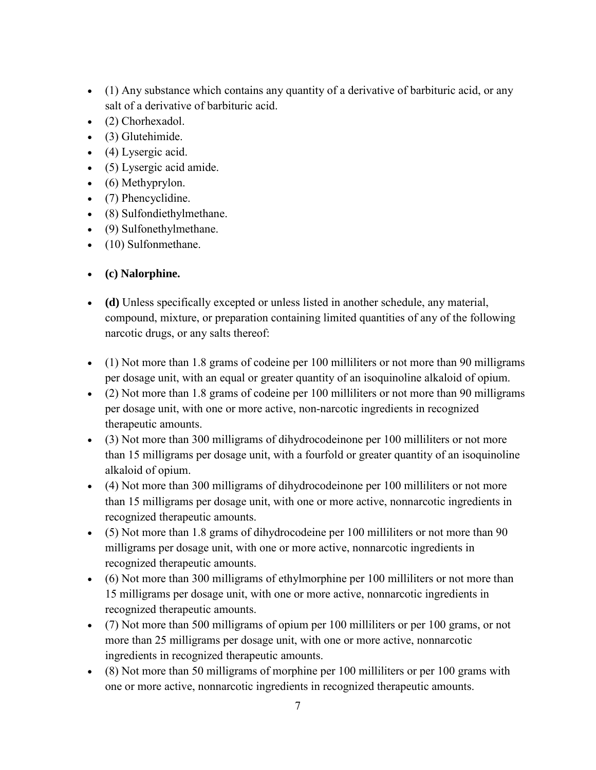- (1) Any substance which contains any quantity of a derivative of barbituric acid, or any salt of a derivative of barbituric acid.
- (2) Chorhexadol.
- (3) Glutehimide.
- (4) Lysergic acid.
- (5) Lysergic acid amide.
- (6) Methyprylon.
- (7) Phencyclidine.
- (8) Sulfondiethylmethane.
- (9) Sulfonethylmethane.
- (10) Sulfonmethane.

- **(c) Nalorphine.**

- **(d)** Unless specifically excepted or unless listed in another schedule, any material, compound, mixture, or preparation containing limited quantities of any of the following narcotic drugs, or any salts thereof:

- (1) Not more than 1.8 grams of codeine per 100 milliliters or not more than 90 milligrams per dosage unit, with an equal or greater quantity of an isoquinoline alkaloid of opium.
- (2) Not more than 1.8 grams of codeine per 100 milliliters or not more than 90 milligrams per dosage unit, with one or more active, non-narcotic ingredients in recognized therapeutic amounts.
- (3) Not more than 300 milligrams of dihydrocodeinone per 100 milliliters or not more than 15 milligrams per dosage unit, with a fourfold or greater quantity of an isoquinoline alkaloid of opium.
- (4) Not more than 300 milligrams of dihydrocodeinone per 100 milliliters or not more than 15 milligrams per dosage unit, with one or more active, nonnarcotic ingredients in recognized therapeutic amounts.
- (5) Not more than 1.8 grams of dihydrocodeine per 100 milliliters or not more than 90 milligrams per dosage unit, with one or more active, nonnarcotic ingredients in recognized therapeutic amounts.
- (6) Not more than 300 milligrams of ethylmorphine per 100 milliliters or not more than 15 milligrams per dosage unit, with one or more active, nonnarcotic ingredients in recognized therapeutic amounts.
- (7) Not more than 500 milligrams of opium per 100 milliliters or per 100 grams, or not more than 25 milligrams per dosage unit, with one or more active, nonnarcotic ingredients in recognized therapeutic amounts.
- (8) Not more than 50 milligrams of morphine per 100 milliliters or per 100 grams with one or more active, nonnarcotic ingredients in recognized therapeutic amounts.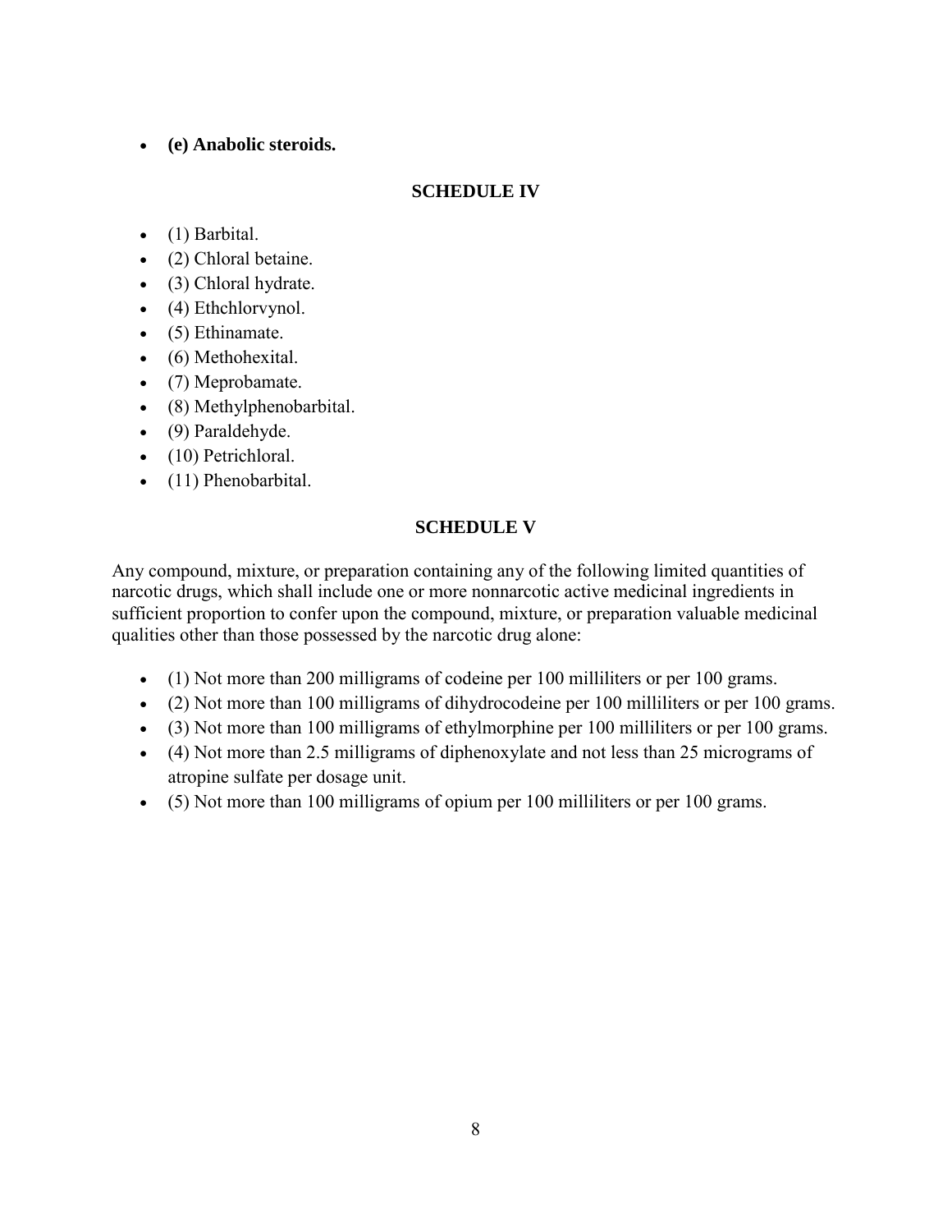- **(e) Anabolic steroids.**

**SCHEDULE IV**

- (1) Barbital.
- (2) Chloral betaine.
- (3) Chloral hydrate.
- (4) Ethchlorvynol.
- (5) Ethinamate.
- (6) Methohexital.
- (7) Meprobamate.
- (8) Methylphenobarbital.
- (9) Paraldehyde.
- (10) Petrichloral.
- (11) Phenobarbital.

**SCHEDULE V**

Any compound, mixture, or preparation containing any of the following limited quantities of narcotic drugs, which shall include one or more nonnarcotic active medicinal ingredients in sufficient proportion to confer upon the compound, mixture, or preparation valuable medicinal qualities other than those possessed by the narcotic drug alone:

- (1) Not more than 200 milligrams of codeine per 100 milliliters or per 100 grams.
- (2) Not more than 100 milligrams of dihydrocodeine per 100 milliliters or per 100 grams.
- (3) Not more than 100 milligrams of ethylmorphine per 100 milliliters or per 100 grams.
- (4) Not more than 2.5 milligrams of diphenoxylate and not less than 25 micrograms of atropine sulfate per dosage unit.
- (5) Not more than 100 milligrams of opium per 100 milliliters or per 100 grams.